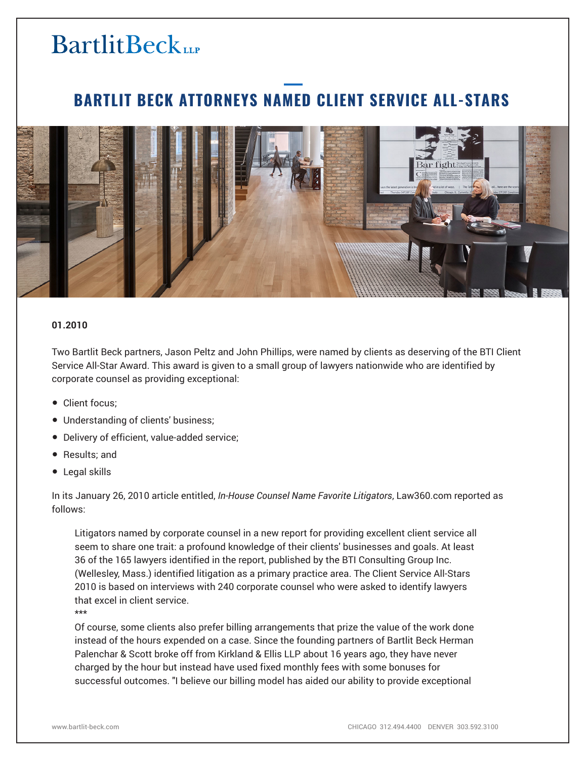BartlitBeck LLP

# BARTLIT BECK ATTORNEYS NAMED CLIENT SERVICE ALL-STARS

**01.2010**

Two Bartlit Beck partners, Jason Peltz and John Phillips, were named by clients as deserving of the BTI Client Service All-Star Award. This award is given to a small group of lawyers nationwide who are identified by corporate counsel as providing exceptional:

- Client focus;
- Understanding of clients' business;
- Delivery of efficient, value-added service;
- Results; and
- Legal skills

In its January 26, 2010 article entitled, *In-House Counsel Name Favorite Litigators*, Law360.com reported as follows:

> Litigators named by corporate counsel in a new report for providing excellent client service all seem to share one trait: a profound knowledge of their clients' businesses and goals. At least 36 of the 165 lawyers identified in the report, published by the BTI Consulting Group Inc. (Wellesley, Mass.) identified litigation as a primary practice area. The Client Service All-Stars 2010 is based on interviews with 240 corporate counsel who were asked to identify lawyers that excel in client service.
> ***
> Of course, some clients also prefer billing arrangements that prize the value of the work done instead of the hours expended on a case. Since the founding partners of Bartlit Beck Herman Palenchar & Scott broke off from Kirkland & Ellis LLP about 16 years ago, they have never charged by the hour but instead have used fixed monthly fees with some bonuses for successful outcomes. "I believe our billing model has aided our ability to provide exceptional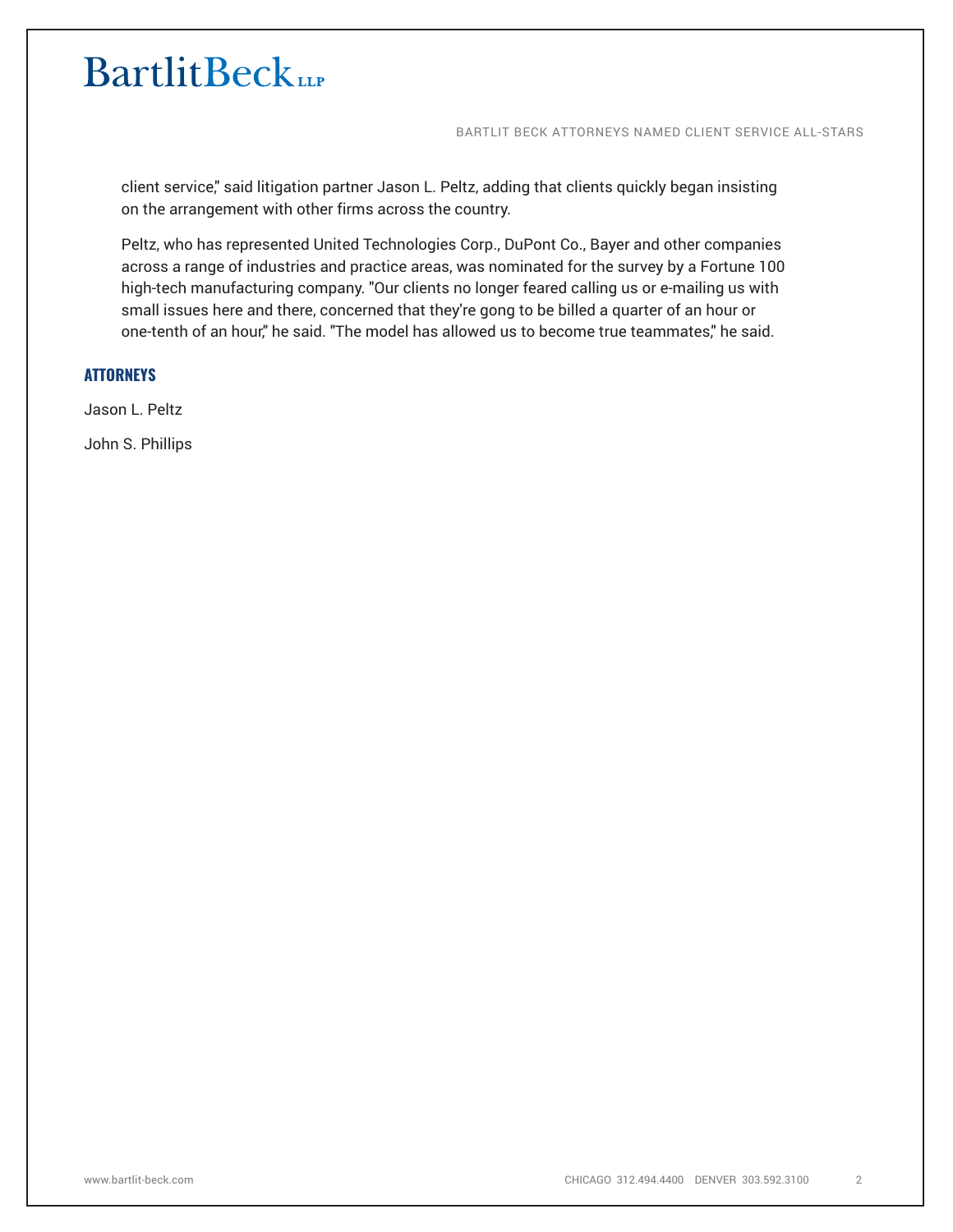client service," said litigation partner Jason L. Peltz, adding that clients quickly began insisting on the arrangement with other firms across the country.

Peltz, who has represented United Technologies Corp., DuPont Co., Bayer and other companies across a range of industries and practice areas, was nominated for the survey by a Fortune 100 high-tech manufacturing company. "Our clients no longer feared calling us or e-mailing us with small issues here and there, concerned that they're gong to be billed a quarter of an hour or one-tenth of an hour," he said. "The model has allowed us to become true teammates," he said.

### ATTORNEYS

Jason L. Peltz

John S. Phillips